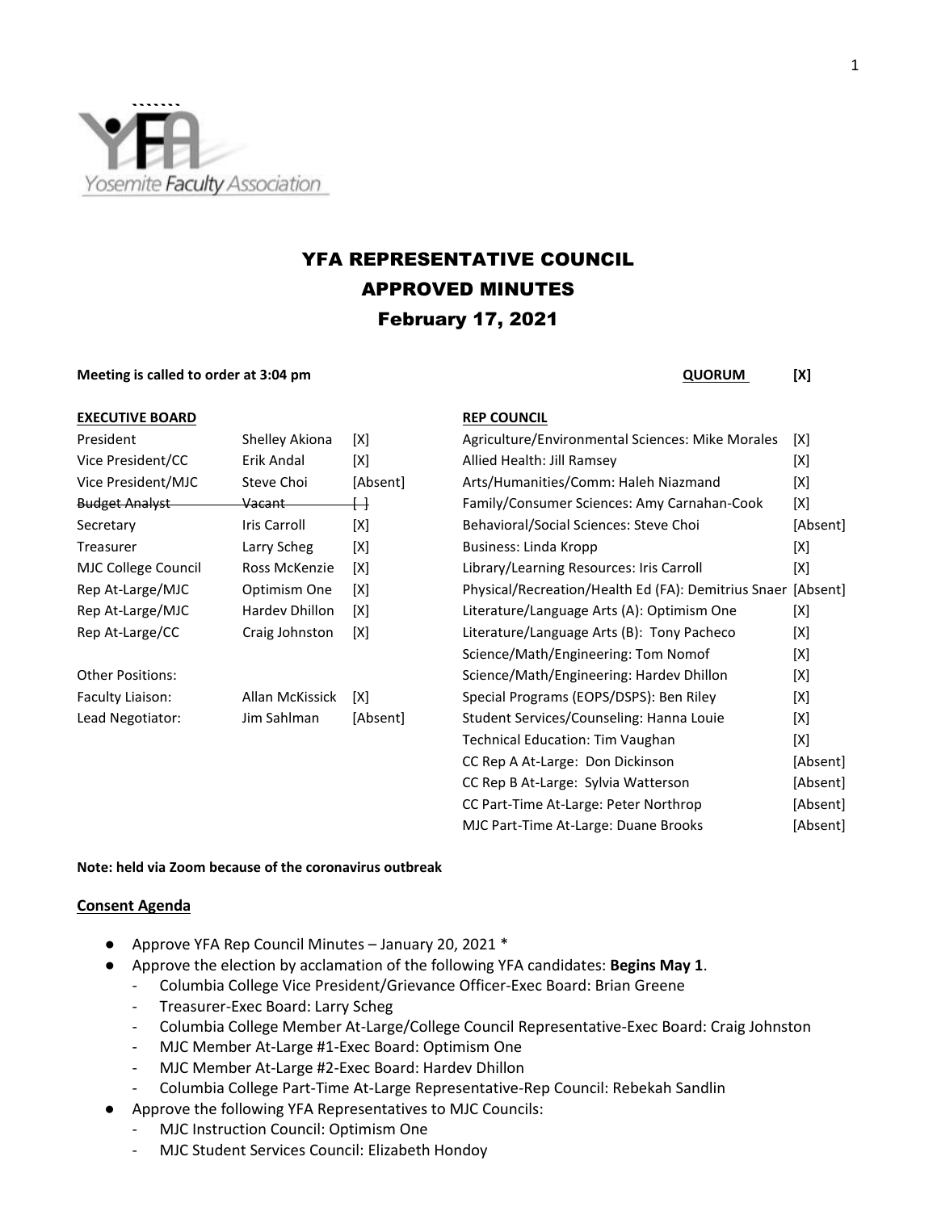# YFA REPRESENTATIVE COUNCIL
# APPROVED MINUTES
# February 17, 2021

**Meeting is called to order at 3:04 pm** **QUORUM [X]**

**EXECUTIVE BOARD**

| Position | Name | Attendance |
|---|---|---|
| President | Shelley Akiona | [X] |
| Vice President/CC | Erik Andal | [X] |
| Vice President/MJC | Steve Choi | [Absent] |
| ~~Budget Analyst~~ | ~~Vacant~~ | ~~[ ]~~ |
| Secretary | Iris Carroll | [X] |
| Treasurer | Larry Scheg | [X] |
| MJC College Council | Ross McKenzie | [X] |
| Rep At-Large/MJC | Optimism One | [X] |
| Rep At-Large/MJC | Hardev Dhillon | [X] |
| Rep At-Large/CC | Craig Johnston | [X] |
| Other Positions: | | |
| Faculty Liaison: | Allan McKissick | [X] |
| Lead Negotiator: | Jim Sahlman | [Absent] |

**REP COUNCIL**

| Representative | Attendance |
|---|---|
| Agriculture/Environmental Sciences: Mike Morales | [X] |
| Allied Health: Jill Ramsey | [X] |
| Arts/Humanities/Comm: Haleh Niazmand | [X] |
| Family/Consumer Sciences: Amy Carnahan-Cook | [X] |
| Behavioral/Social Sciences: Steve Choi | [Absent] |
| Business: Linda Kropp | [X] |
| Library/Learning Resources: Iris Carroll | [X] |
| Physical/Recreation/Health Ed (FA): Demitrius Snaer | [Absent] |
| Literature/Language Arts (A): Optimism One | [X] |
| Literature/Language Arts (B): Tony Pacheco | [X] |
| Science/Math/Engineering: Tom Nomof | [X] |
| Science/Math/Engineering: Hardev Dhillon | [X] |
| Special Programs (EOPS/DSPS): Ben Riley | [X] |
| Student Services/Counseling: Hanna Louie | [X] |
| Technical Education: Tim Vaughan | [X] |
| CC Rep A At-Large: Don Dickinson | [Absent] |
| CC Rep B At-Large: Sylvia Watterson | [Absent] |
| CC Part-Time At-Large: Peter Northrop | [Absent] |
| MJC Part-Time At-Large: Duane Brooks | [Absent] |

**Note: held via Zoom because of the coronavirus outbreak**

## Consent Agenda

- Approve YFA Rep Council Minutes – January 20, 2021 *
- Approve the election by acclamation of the following YFA candidates: **Begins May 1**.
  - Columbia College Vice President/Grievance Officer-Exec Board: Brian Greene
  - Treasurer-Exec Board: Larry Scheg
  - Columbia College Member At-Large/College Council Representative-Exec Board: Craig Johnston
  - MJC Member At-Large #1-Exec Board: Optimism One
  - MJC Member At-Large #2-Exec Board: Hardev Dhillon
  - Columbia College Part-Time At-Large Representative-Rep Council: Rebekah Sandlin
- Approve the following YFA Representatives to MJC Councils:
  - MJC Instruction Council: Optimism One
  - MJC Student Services Council: Elizabeth Hondoy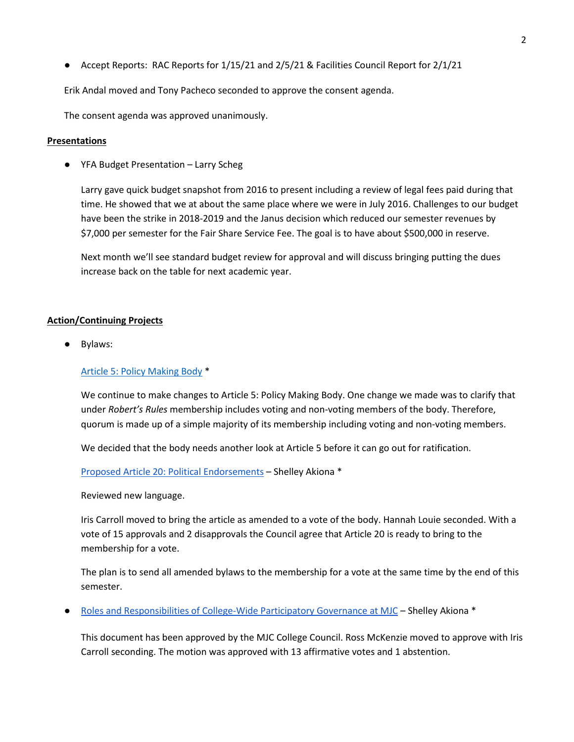- Accept Reports: RAC Reports for 1/15/21 and 2/5/21 & Facilities Council Report for 2/1/21

Erik Andal moved and Tony Pacheco seconded to approve the consent agenda.

The consent agenda was approved unanimously.

**Presentations**

- YFA Budget Presentation – Larry Scheg

  Larry gave quick budget snapshot from 2016 to present including a review of legal fees paid during that time. He showed that we at about the same place where we were in July 2016. Challenges to our budget have been the strike in 2018-2019 and the Janus decision which reduced our semester revenues by $7,000 per semester for the Fair Share Service Fee. The goal is to have about $500,000 in reserve.

  Next month we'll see standard budget review for approval and will discuss bringing putting the dues increase back on the table for next academic year.

**Action/Continuing Projects**

- Bylaws:

  Article 5: Policy Making Body *

  We continue to make changes to Article 5: Policy Making Body. One change we made was to clarify that under *Robert's Rules* membership includes voting and non-voting members of the body. Therefore, quorum is made up of a simple majority of its membership including voting and non-voting members.

  We decided that the body needs another look at Article 5 before it can go out for ratification.

  Proposed Article 20: Political Endorsements – Shelley Akiona *

  Reviewed new language.

  Iris Carroll moved to bring the article as amended to a vote of the body. Hannah Louie seconded. With a vote of 15 approvals and 2 disapprovals the Council agree that Article 20 is ready to bring to the membership for a vote.

  The plan is to send all amended bylaws to the membership for a vote at the same time by the end of this semester.

- Roles and Responsibilities of College-Wide Participatory Governance at MJC – Shelley Akiona *

  This document has been approved by the MJC College Council. Ross McKenzie moved to approve with Iris Carroll seconding. The motion was approved with 13 affirmative votes and 1 abstention.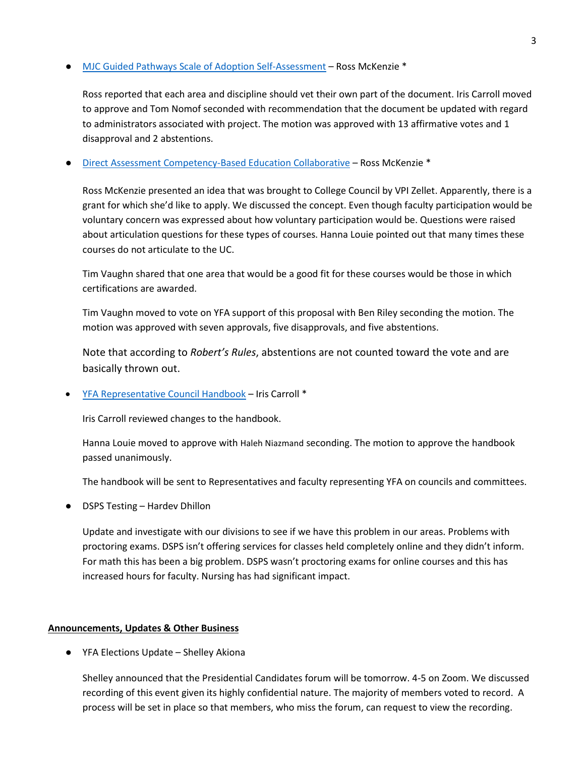- [MJC Guided Pathways Scale of Adoption Self-Assessment]() – Ross McKenzie *

  Ross reported that each area and discipline should vet their own part of the document. Iris Carroll moved to approve and Tom Nomof seconded with recommendation that the document be updated with regard to administrators associated with project. The motion was approved with 13 affirmative votes and 1 disapproval and 2 abstentions.

- [Direct Assessment Competency-Based Education Collaborative]() – Ross McKenzie *

  Ross McKenzie presented an idea that was brought to College Council by VPI Zellet. Apparently, there is a grant for which she'd like to apply. We discussed the concept. Even though faculty participation would be voluntary concern was expressed about how voluntary participation would be. Questions were raised about articulation questions for these types of courses. Hanna Louie pointed out that many times these courses do not articulate to the UC.

  Tim Vaughn shared that one area that would be a good fit for these courses would be those in which certifications are awarded.

  Tim Vaughn moved to vote on YFA support of this proposal with Ben Riley seconding the motion. The motion was approved with seven approvals, five disapprovals, and five abstentions.

  Note that according to *Robert's Rules*, abstentions are not counted toward the vote and are basically thrown out.

- [YFA Representative Council Handbook]() – Iris Carroll *

  Iris Carroll reviewed changes to the handbook.

  Hanna Louie moved to approve with Haleh Niazmand seconding. The motion to approve the handbook passed unanimously.

  The handbook will be sent to Representatives and faculty representing YFA on councils and committees.

- DSPS Testing – Hardev Dhillon

  Update and investigate with our divisions to see if we have this problem in our areas. Problems with proctoring exams. DSPS isn't offering services for classes held completely online and they didn't inform. For math this has been a big problem. DSPS wasn't proctoring exams for online courses and this has increased hours for faculty. Nursing has had significant impact.

**Announcements, Updates & Other Business**

- YFA Elections Update – Shelley Akiona

  Shelley announced that the Presidential Candidates forum will be tomorrow. 4-5 on Zoom. We discussed recording of this event given its highly confidential nature. The majority of members voted to record. A process will be set in place so that members, who miss the forum, can request to view the recording.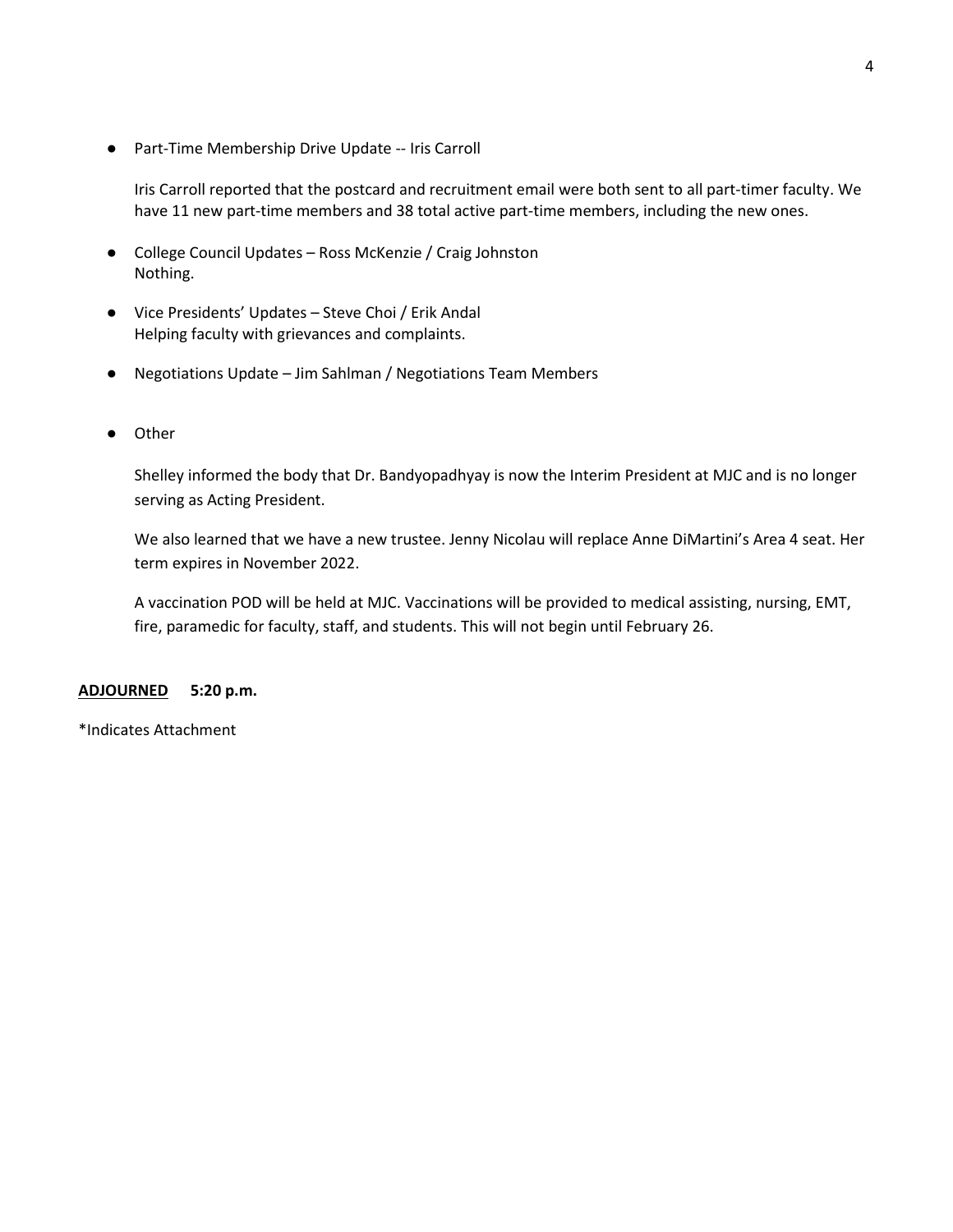- Part-Time Membership Drive Update -- Iris Carroll

  Iris Carroll reported that the postcard and recruitment email were both sent to all part-timer faculty. We have 11 new part-time members and 38 total active part-time members, including the new ones.

- College Council Updates – Ross McKenzie / Craig Johnston
  Nothing.

- Vice Presidents' Updates – Steve Choi / Erik Andal
  Helping faculty with grievances and complaints.

- Negotiations Update – Jim Sahlman / Negotiations Team Members

- Other

  Shelley informed the body that Dr. Bandyopadhyay is now the Interim President at MJC and is no longer serving as Acting President.

  We also learned that we have a new trustee. Jenny Nicolau will replace Anne DiMartini's Area 4 seat. Her term expires in November 2022.

  A vaccination POD will be held at MJC. Vaccinations will be provided to medical assisting, nursing, EMT, fire, paramedic for faculty, staff, and students. This will not begin until February 26.

**ADJOURNED** **5:20 p.m.**

*Indicates Attachment